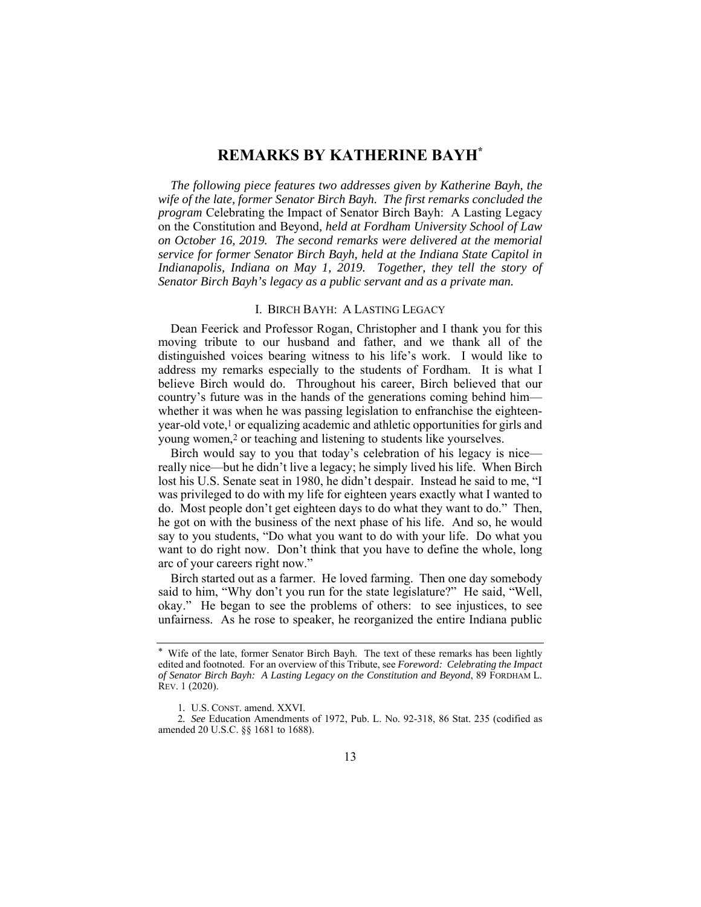# REMARKS BY KATHERINE BAYH[*]

*The following piece features two addresses given by Katherine Bayh, the wife of the late, former Senator Birch Bayh. The first remarks concluded the program* Celebrating the Impact of Senator Birch Bayh: A Lasting Legacy on the Constitution and Beyond, *held at Fordham University School of Law on October 16, 2019. The second remarks were delivered at the memorial service for former Senator Birch Bayh, held at the Indiana State Capitol in Indianapolis, Indiana on May 1, 2019. Together, they tell the story of Senator Birch Bayh's legacy as a public servant and as a private man.*

## I. BIRCH BAYH: A LASTING LEGACY

Dean Feerick and Professor Rogan, Christopher and I thank you for this moving tribute to our husband and father, and we thank all of the distinguished voices bearing witness to his life's work. I would like to address my remarks especially to the students of Fordham. It is what I believe Birch would do. Throughout his career, Birch believed that our country's future was in the hands of the generations coming behind him—whether it was when he was passing legislation to enfranchise the eighteen-year-old vote,[1] or equalizing academic and athletic opportunities for girls and young women,[2] or teaching and listening to students like yourselves.

Birch would say to you that today's celebration of his legacy is nice—really nice—but he didn't live a legacy; he simply lived his life. When Birch lost his U.S. Senate seat in 1980, he didn't despair. Instead he said to me, "I was privileged to do with my life for eighteen years exactly what I wanted to do. Most people don't get eighteen days to do what they want to do." Then, he got on with the business of the next phase of his life. And so, he would say to you students, "Do what you want to do with your life. Do what you want to do right now. Don't think that you have to define the whole, long arc of your careers right now."

Birch started out as a farmer. He loved farming. Then one day somebody said to him, "Why don't you run for the state legislature?" He said, "Well, okay." He began to see the problems of others: to see injustices, to see unfairness. As he rose to speaker, he reorganized the entire Indiana public

---

[*] Wife of the late, former Senator Birch Bayh. The text of these remarks has been lightly edited and footnoted. For an overview of this Tribute, see *Foreword: Celebrating the Impact of Senator Birch Bayh: A Lasting Legacy on the Constitution and Beyond*, 89 FORDHAM L. REV. 1 (2020).

1. U.S. CONST. amend. XXVI.

2. *See* Education Amendments of 1972, Pub. L. No. 92-318, 86 Stat. 235 (codified as amended 20 U.S.C. §§ 1681 to 1688).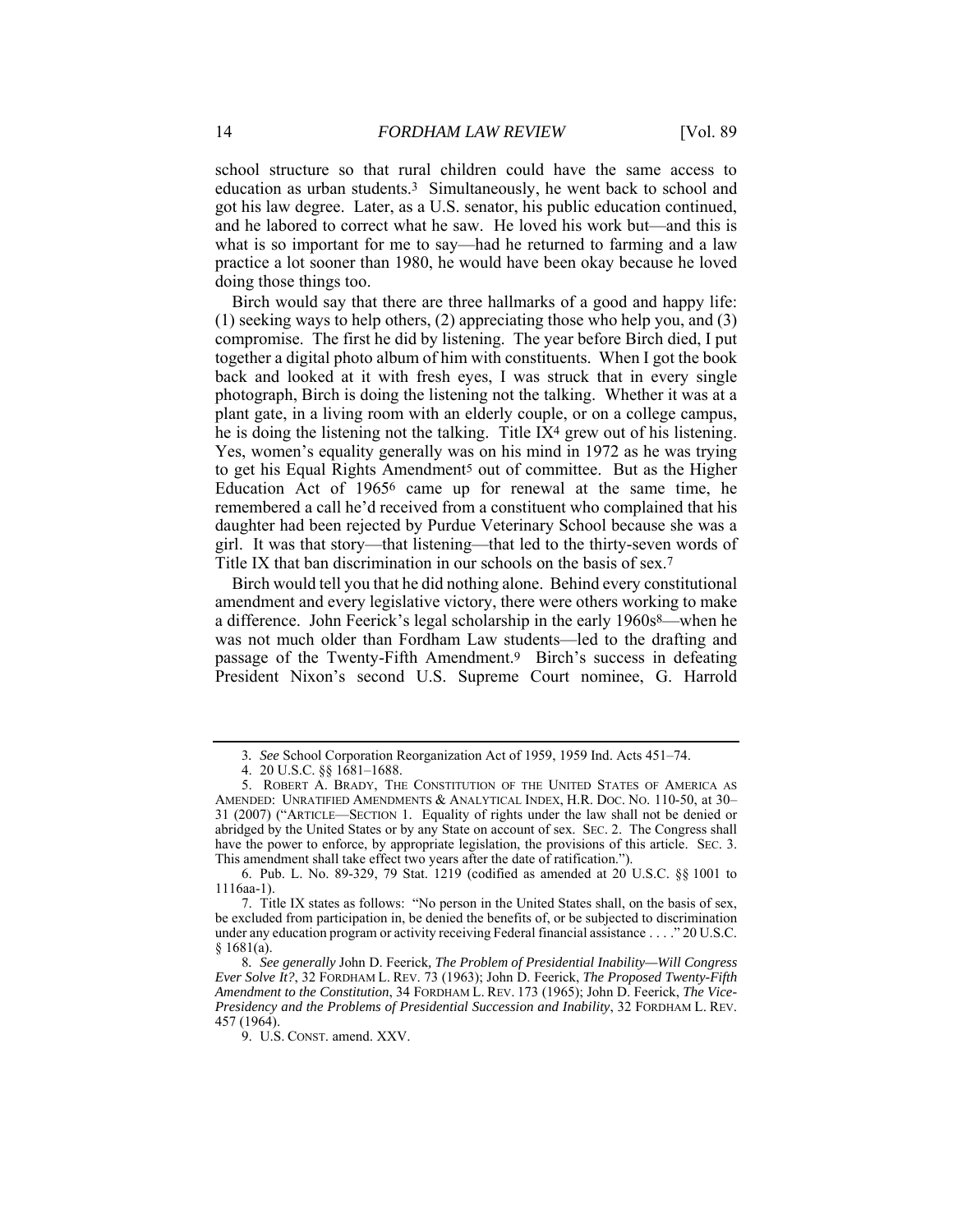school structure so that rural children could have the same access to education as urban students.[3] Simultaneously, he went back to school and got his law degree. Later, as a U.S. senator, his public education continued, and he labored to correct what he saw. He loved his work but—and this is what is so important for me to say—had he returned to farming and a law practice a lot sooner than 1980, he would have been okay because he loved doing those things too.

Birch would say that there are three hallmarks of a good and happy life: (1) seeking ways to help others, (2) appreciating those who help you, and (3) compromise. The first he did by listening. The year before Birch died, I put together a digital photo album of him with constituents. When I got the book back and looked at it with fresh eyes, I was struck that in every single photograph, Birch is doing the listening not the talking. Whether it was at a plant gate, in a living room with an elderly couple, or on a college campus, he is doing the listening not the talking. Title IX[4] grew out of his listening. Yes, women's equality generally was on his mind in 1972 as he was trying to get his Equal Rights Amendment[5] out of committee. But as the Higher Education Act of 1965[6] came up for renewal at the same time, he remembered a call he'd received from a constituent who complained that his daughter had been rejected by Purdue Veterinary School because she was a girl. It was that story—that listening—that led to the thirty-seven words of Title IX that ban discrimination in our schools on the basis of sex.[7]

Birch would tell you that he did nothing alone. Behind every constitutional amendment and every legislative victory, there were others working to make a difference. John Feerick's legal scholarship in the early 1960s[8]—when he was not much older than Fordham Law students—led to the drafting and passage of the Twenty-Fifth Amendment.[9] Birch's success in defeating President Nixon's second U.S. Supreme Court nominee, G. Harrold

---

3. *See* School Corporation Reorganization Act of 1959, 1959 Ind. Acts 451–74.

4. 20 U.S.C. §§ 1681–1688.

5. ROBERT A. BRADY, THE CONSTITUTION OF THE UNITED STATES OF AMERICA AS AMENDED: UNRATIFIED AMENDMENTS & ANALYTICAL INDEX, H.R. DOC. NO. 110-50, at 30–31 (2007) ("ARTICLE—SECTION 1. Equality of rights under the law shall not be denied or abridged by the United States or by any State on account of sex. SEC. 2. The Congress shall have the power to enforce, by appropriate legislation, the provisions of this article. SEC. 3. This amendment shall take effect two years after the date of ratification.").

6. Pub. L. No. 89-329, 79 Stat. 1219 (codified as amended at 20 U.S.C. §§ 1001 to 1116aa-1).

7. Title IX states as follows: "No person in the United States shall, on the basis of sex, be excluded from participation in, be denied the benefits of, or be subjected to discrimination under any education program or activity receiving Federal financial assistance . . . ." 20 U.S.C. § 1681(a).

8. *See generally* John D. Feerick, *The Problem of Presidential Inability—Will Congress Ever Solve It?*, 32 FORDHAM L. REV. 73 (1963); John D. Feerick, *The Proposed Twenty-Fifth Amendment to the Constitution*, 34 FORDHAM L. REV. 173 (1965); John D. Feerick, *The Vice-Presidency and the Problems of Presidential Succession and Inability*, 32 FORDHAM L. REV. 457 (1964).

9. U.S. CONST. amend. XXV.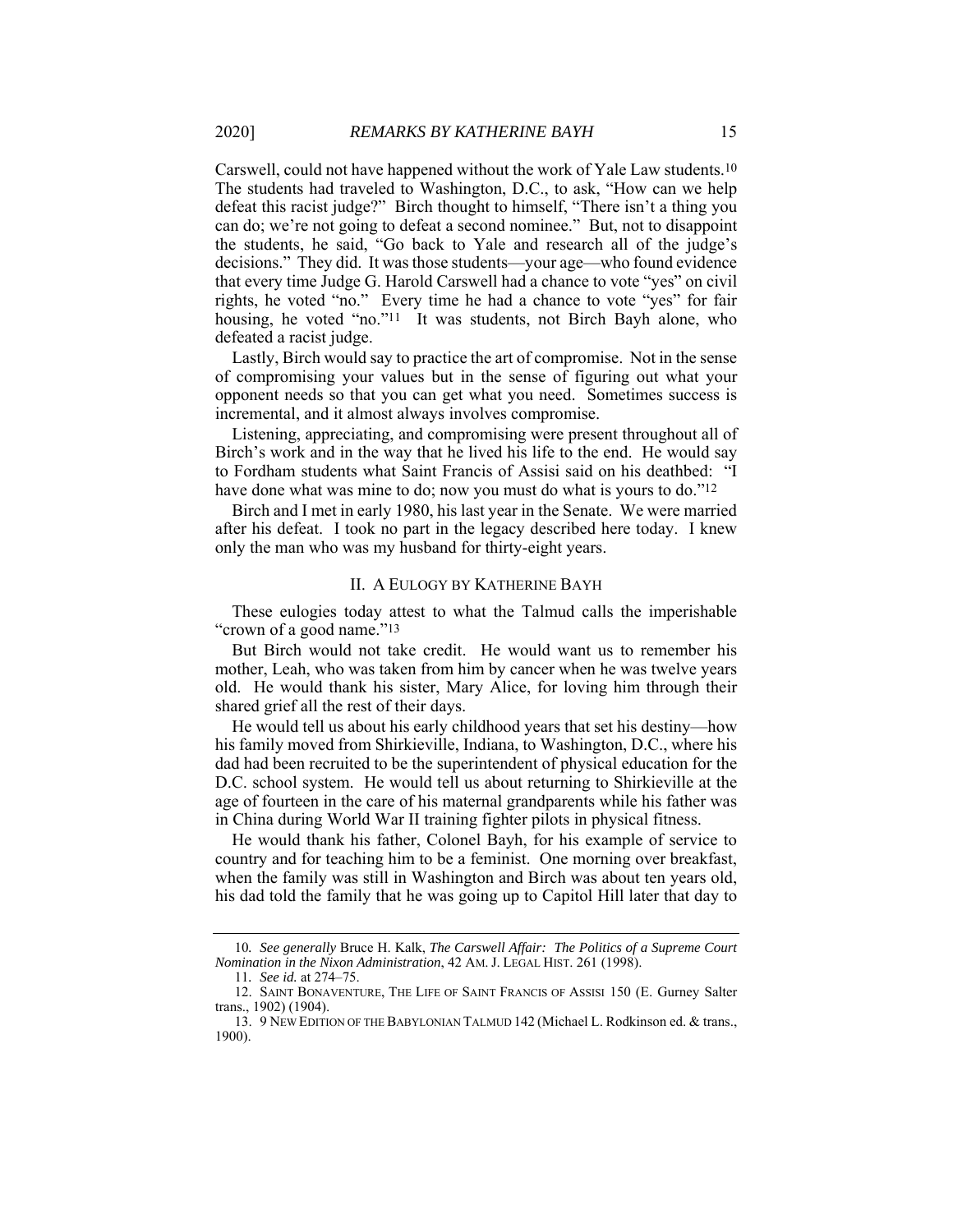Carswell, could not have happened without the work of Yale Law students.[10] The students had traveled to Washington, D.C., to ask, "How can we help defeat this racist judge?" Birch thought to himself, "There isn't a thing you can do; we're not going to defeat a second nominee." But, not to disappoint the students, he said, "Go back to Yale and research all of the judge's decisions." They did. It was those students—your age—who found evidence that every time Judge G. Harold Carswell had a chance to vote "yes" on civil rights, he voted "no." Every time he had a chance to vote "yes" for fair housing, he voted "no."[11] It was students, not Birch Bayh alone, who defeated a racist judge.

Lastly, Birch would say to practice the art of compromise. Not in the sense of compromising your values but in the sense of figuring out what your opponent needs so that you can get what you need. Sometimes success is incremental, and it almost always involves compromise.

Listening, appreciating, and compromising were present throughout all of Birch's work and in the way that he lived his life to the end. He would say to Fordham students what Saint Francis of Assisi said on his deathbed: "I have done what was mine to do; now you must do what is yours to do."[12]

Birch and I met in early 1980, his last year in the Senate. We were married after his defeat. I took no part in the legacy described here today. I knew only the man who was my husband for thirty-eight years.

## II. A EULOGY BY KATHERINE BAYH

These eulogies today attest to what the Talmud calls the imperishable "crown of a good name."[13]

But Birch would not take credit. He would want us to remember his mother, Leah, who was taken from him by cancer when he was twelve years old. He would thank his sister, Mary Alice, for loving him through their shared grief all the rest of their days.

He would tell us about his early childhood years that set his destiny—how his family moved from Shirkieville, Indiana, to Washington, D.C., where his dad had been recruited to be the superintendent of physical education for the D.C. school system. He would tell us about returning to Shirkieville at the age of fourteen in the care of his maternal grandparents while his father was in China during World War II training fighter pilots in physical fitness.

He would thank his father, Colonel Bayh, for his example of service to country and for teaching him to be a feminist. One morning over breakfast, when the family was still in Washington and Birch was about ten years old, his dad told the family that he was going up to Capitol Hill later that day to

---

10. *See generally* Bruce H. Kalk, *The Carswell Affair: The Politics of a Supreme Court Nomination in the Nixon Administration*, 42 AM. J. LEGAL HIST. 261 (1998).

11. *See id.* at 274–75.

12. SAINT BONAVENTURE, THE LIFE OF SAINT FRANCIS OF ASSISI 150 (E. Gurney Salter trans., 1902) (1904).

13. 9 NEW EDITION OF THE BABYLONIAN TALMUD 142 (Michael L. Rodkinson ed. & trans., 1900).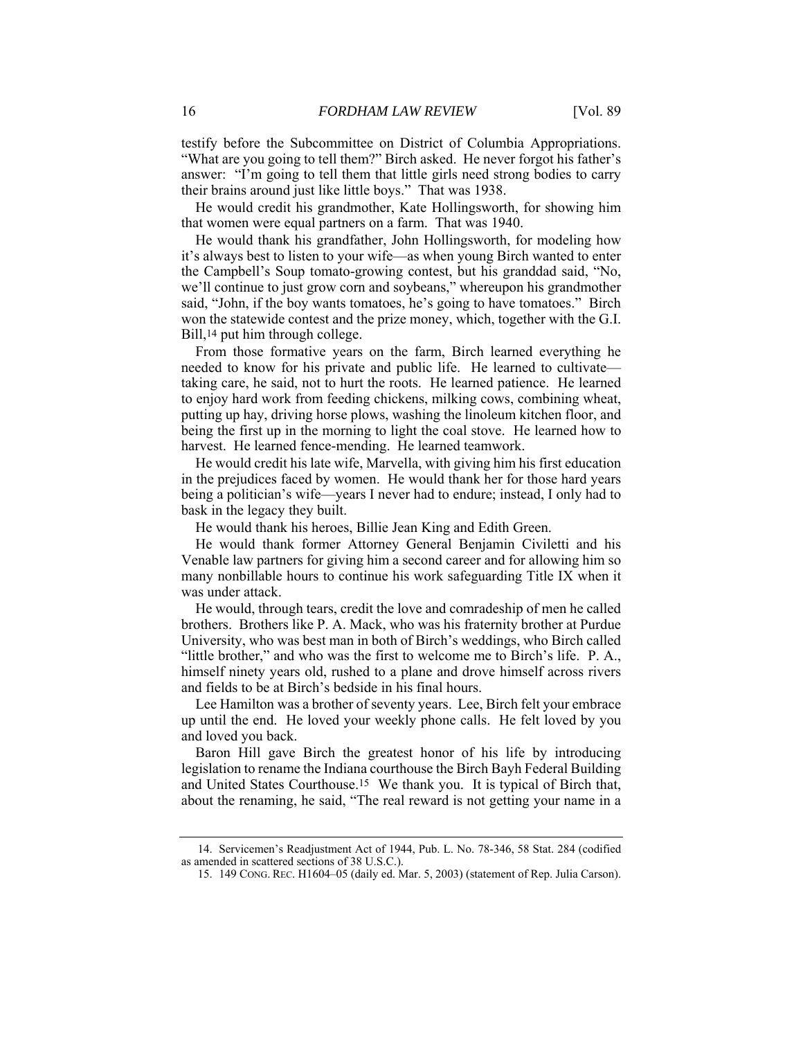testify before the Subcommittee on District of Columbia Appropriations. "What are you going to tell them?" Birch asked. He never forgot his father's answer: "I'm going to tell them that little girls need strong bodies to carry their brains around just like little boys." That was 1938.

He would credit his grandmother, Kate Hollingsworth, for showing him that women were equal partners on a farm. That was 1940.

He would thank his grandfather, John Hollingsworth, for modeling how it's always best to listen to your wife—as when young Birch wanted to enter the Campbell's Soup tomato-growing contest, but his granddad said, "No, we'll continue to just grow corn and soybeans," whereupon his grandmother said, "John, if the boy wants tomatoes, he's going to have tomatoes." Birch won the statewide contest and the prize money, which, together with the G.I. Bill,[14] put him through college.

From those formative years on the farm, Birch learned everything he needed to know for his private and public life. He learned to cultivate—taking care, he said, not to hurt the roots. He learned patience. He learned to enjoy hard work from feeding chickens, milking cows, combining wheat, putting up hay, driving horse plows, washing the linoleum kitchen floor, and being the first up in the morning to light the coal stove. He learned how to harvest. He learned fence-mending. He learned teamwork.

He would credit his late wife, Marvella, with giving him his first education in the prejudices faced by women. He would thank her for those hard years being a politician's wife—years I never had to endure; instead, I only had to bask in the legacy they built.

He would thank his heroes, Billie Jean King and Edith Green.

He would thank former Attorney General Benjamin Civiletti and his Venable law partners for giving him a second career and for allowing him so many nonbillable hours to continue his work safeguarding Title IX when it was under attack.

He would, through tears, credit the love and comradeship of men he called brothers. Brothers like P. A. Mack, who was his fraternity brother at Purdue University, who was best man in both of Birch's weddings, who Birch called "little brother," and who was the first to welcome me to Birch's life. P. A., himself ninety years old, rushed to a plane and drove himself across rivers and fields to be at Birch's bedside in his final hours.

Lee Hamilton was a brother of seventy years. Lee, Birch felt your embrace up until the end. He loved your weekly phone calls. He felt loved by you and loved you back.

Baron Hill gave Birch the greatest honor of his life by introducing legislation to rename the Indiana courthouse the Birch Bayh Federal Building and United States Courthouse.[15] We thank you. It is typical of Birch that, about the renaming, he said, "The real reward is not getting your name in a

---

14. Servicemen's Readjustment Act of 1944, Pub. L. No. 78-346, 58 Stat. 284 (codified as amended in scattered sections of 38 U.S.C.).

15. 149 CONG. REC. H1604–05 (daily ed. Mar. 5, 2003) (statement of Rep. Julia Carson).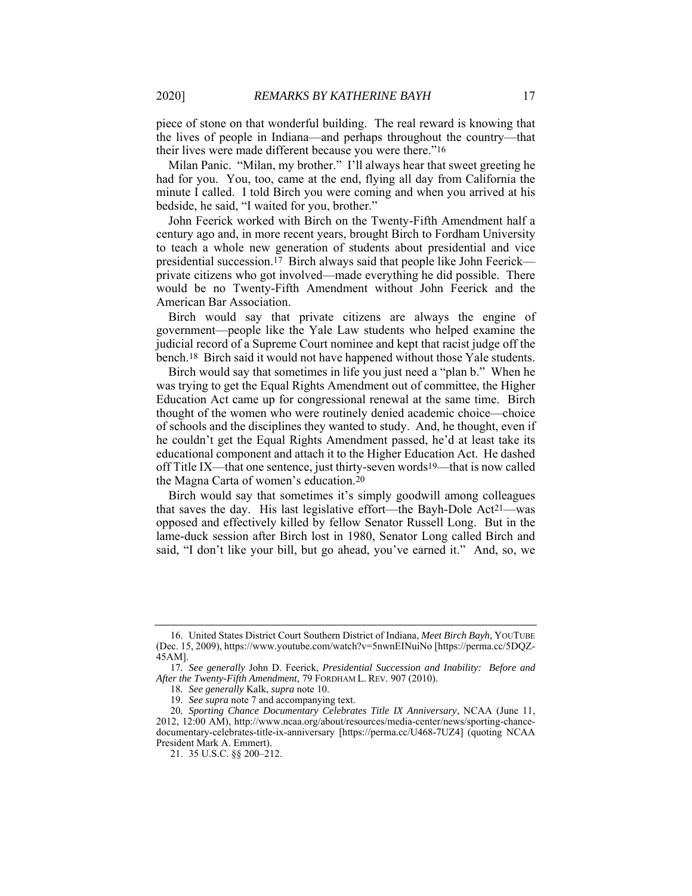piece of stone on that wonderful building. The real reward is knowing that the lives of people in Indiana—and perhaps throughout the country—that their lives were made different because you were there."[16]

Milan Panic. "Milan, my brother." I'll always hear that sweet greeting he had for you. You, too, came at the end, flying all day from California the minute I called. I told Birch you were coming and when you arrived at his bedside, he said, "I waited for you, brother."

John Feerick worked with Birch on the Twenty-Fifth Amendment half a century ago and, in more recent years, brought Birch to Fordham University to teach a whole new generation of students about presidential and vice presidential succession.[17] Birch always said that people like John Feerick—private citizens who got involved—made everything he did possible. There would be no Twenty-Fifth Amendment without John Feerick and the American Bar Association.

Birch would say that private citizens are always the engine of government—people like the Yale Law students who helped examine the judicial record of a Supreme Court nominee and kept that racist judge off the bench.[18] Birch said it would not have happened without those Yale students.

Birch would say that sometimes in life you just need a "plan b." When he was trying to get the Equal Rights Amendment out of committee, the Higher Education Act came up for congressional renewal at the same time. Birch thought of the women who were routinely denied academic choice—choice of schools and the disciplines they wanted to study. And, he thought, even if he couldn't get the Equal Rights Amendment passed, he'd at least take its educational component and attach it to the Higher Education Act. He dashed off Title IX—that one sentence, just thirty-seven words[19]—that is now called the Magna Carta of women's education.[20]

Birch would say that sometimes it's simply goodwill among colleagues that saves the day. His last legislative effort—the Bayh-Dole Act[21]—was opposed and effectively killed by fellow Senator Russell Long. But in the lame-duck session after Birch lost in 1980, Senator Long called Birch and said, "I don't like your bill, but go ahead, you've earned it." And, so, we

---

16. United States District Court Southern District of Indiana, *Meet Birch Bayh*, YOUTUBE (Dec. 15, 2009), https://www.youtube.com/watch?v=5nwnEINuiNo [https://perma.cc/5DQZ-45AM].

17. *See generally* John D. Feerick, *Presidential Succession and Inability: Before and After the Twenty-Fifth Amendment*, 79 FORDHAM L. REV. 907 (2010).

18. *See generally* Kalk, *supra* note 10.

19. *See supra* note 7 and accompanying text.

20. *Sporting Chance Documentary Celebrates Title IX Anniversary*, NCAA (June 11, 2012, 12:00 AM), http://www.ncaa.org/about/resources/media-center/news/sporting-chance-documentary-celebrates-title-ix-anniversary [https://perma.cc/U468-7UZ4] (quoting NCAA President Mark A. Emmert).

21. 35 U.S.C. §§ 200–212.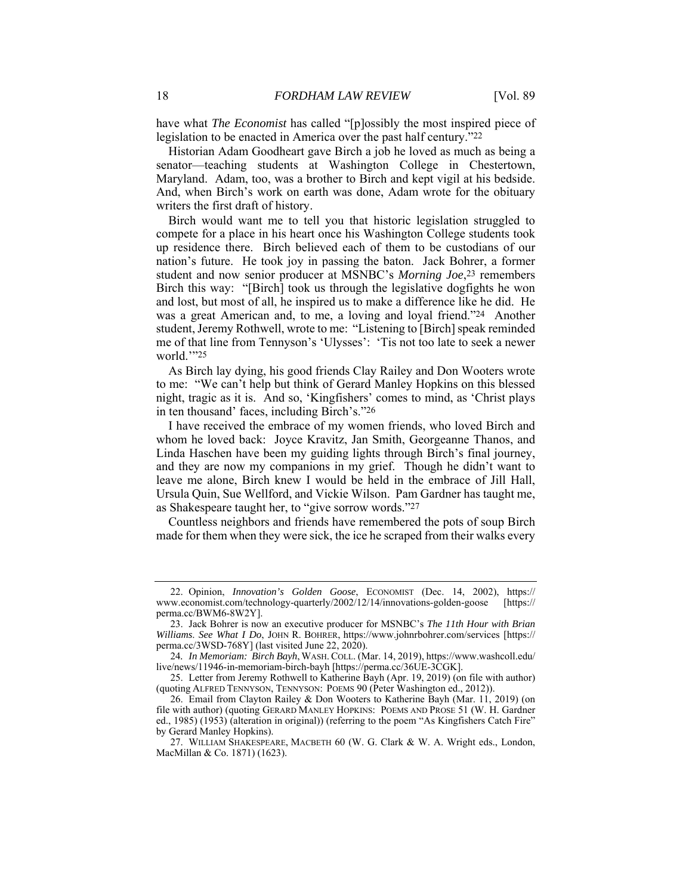have what *The Economist* has called "[p]ossibly the most inspired piece of legislation to be enacted in America over the past half century."[22]

Historian Adam Goodheart gave Birch a job he loved as much as being a senator—teaching students at Washington College in Chestertown, Maryland. Adam, too, was a brother to Birch and kept vigil at his bedside. And, when Birch's work on earth was done, Adam wrote for the obituary writers the first draft of history.

Birch would want me to tell you that historic legislation struggled to compete for a place in his heart once his Washington College students took up residence there. Birch believed each of them to be custodians of our nation's future. He took joy in passing the baton. Jack Bohrer, a former student and now senior producer at MSNBC's *Morning Joe*,[23] remembers Birch this way: "[Birch] took us through the legislative dogfights he won and lost, but most of all, he inspired us to make a difference like he did. He was a great American and, to me, a loving and loyal friend."[24] Another student, Jeremy Rothwell, wrote to me: "Listening to [Birch] speak reminded me of that line from Tennyson's 'Ulysses': 'Tis not too late to seek a newer world.'"[25]

As Birch lay dying, his good friends Clay Railey and Don Wooters wrote to me: "We can't help but think of Gerard Manley Hopkins on this blessed night, tragic as it is. And so, 'Kingfishers' comes to mind, as 'Christ plays in ten thousand' faces, including Birch's."[26]

I have received the embrace of my women friends, who loved Birch and whom he loved back: Joyce Kravitz, Jan Smith, Georgeanne Thanos, and Linda Haschen have been my guiding lights through Birch's final journey, and they are now my companions in my grief. Though he didn't want to leave me alone, Birch knew I would be held in the embrace of Jill Hall, Ursula Quin, Sue Wellford, and Vickie Wilson. Pam Gardner has taught me, as Shakespeare taught her, to "give sorrow words."[27]

Countless neighbors and friends have remembered the pots of soup Birch made for them when they were sick, the ice he scraped from their walks every

---

22. Opinion, *Innovation's Golden Goose*, ECONOMIST (Dec. 14, 2002), https://www.economist.com/technology-quarterly/2002/12/14/innovations-golden-goose [https://perma.cc/BWM6-8W2Y].

23. Jack Bohrer is now an executive producer for MSNBC's *The 11th Hour with Brian Williams*. *See What I Do*, JOHN R. BOHRER, https://www.johnrbohrer.com/services [https://perma.cc/3WSD-768Y] (last visited June 22, 2020).

24. *In Memoriam: Birch Bayh*, WASH. COLL. (Mar. 14, 2019), https://www.washcoll.edu/live/news/11946-in-memoriam-birch-bayh [https://perma.cc/36UE-3CGK].

25. Letter from Jeremy Rothwell to Katherine Bayh (Apr. 19, 2019) (on file with author) (quoting ALFRED TENNYSON, TENNYSON: POEMS 90 (Peter Washington ed., 2012)).

26. Email from Clayton Railey & Don Wooters to Katherine Bayh (Mar. 11, 2019) (on file with author) (quoting GERARD MANLEY HOPKINS: POEMS AND PROSE 51 (W. H. Gardner ed., 1985) (1953) (alteration in original)) (referring to the poem "As Kingfishers Catch Fire" by Gerard Manley Hopkins).

27. WILLIAM SHAKESPEARE, MACBETH 60 (W. G. Clark & W. A. Wright eds., London, MacMillan & Co. 1871) (1623).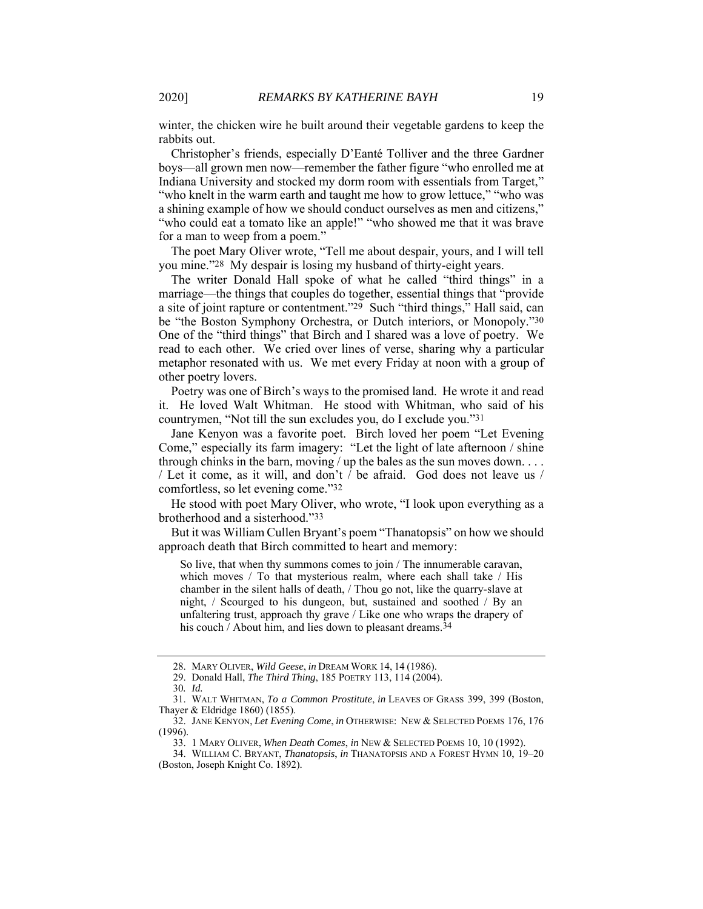winter, the chicken wire he built around their vegetable gardens to keep the rabbits out.

Christopher's friends, especially D'Eanté Tolliver and the three Gardner boys—all grown men now—remember the father figure "who enrolled me at Indiana University and stocked my dorm room with essentials from Target," "who knelt in the warm earth and taught me how to grow lettuce," "who was a shining example of how we should conduct ourselves as men and citizens," "who could eat a tomato like an apple!" "who showed me that it was brave for a man to weep from a poem."

The poet Mary Oliver wrote, "Tell me about despair, yours, and I will tell you mine."[28] My despair is losing my husband of thirty-eight years.

The writer Donald Hall spoke of what he called "third things" in a marriage—the things that couples do together, essential things that "provide a site of joint rapture or contentment."[29] Such "third things," Hall said, can be "the Boston Symphony Orchestra, or Dutch interiors, or Monopoly."[30] One of the "third things" that Birch and I shared was a love of poetry. We read to each other. We cried over lines of verse, sharing why a particular metaphor resonated with us. We met every Friday at noon with a group of other poetry lovers.

Poetry was one of Birch's ways to the promised land. He wrote it and read it. He loved Walt Whitman. He stood with Whitman, who said of his countrymen, "Not till the sun excludes you, do I exclude you."[31]

Jane Kenyon was a favorite poet. Birch loved her poem "Let Evening Come," especially its farm imagery: "Let the light of late afternoon / shine through chinks in the barn, moving / up the bales as the sun moves down. . . . / Let it come, as it will, and don't / be afraid. God does not leave us / comfortless, so let evening come."[32]

He stood with poet Mary Oliver, who wrote, "I look upon everything as a brotherhood and a sisterhood."[33]

But it was William Cullen Bryant's poem "Thanatopsis" on how we should approach death that Birch committed to heart and memory:

> So live, that when thy summons comes to join / The innumerable caravan, which moves / To that mysterious realm, where each shall take / His chamber in the silent halls of death, / Thou go not, like the quarry-slave at night, / Scourged to his dungeon, but, sustained and soothed / By an unfaltering trust, approach thy grave / Like one who wraps the drapery of his couch / About him, and lies down to pleasant dreams.[34]

---

28. MARY OLIVER, *Wild Geese*, *in* DREAM WORK 14, 14 (1986).

29. Donald Hall, *The Third Thing*, 185 POETRY 113, 114 (2004).

30. *Id.*

31. WALT WHITMAN, *To a Common Prostitute*, *in* LEAVES OF GRASS 399, 399 (Boston, Thayer & Eldridge 1860) (1855).

32. JANE KENYON, *Let Evening Come*, *in* OTHERWISE: NEW & SELECTED POEMS 176, 176 (1996).

33. 1 MARY OLIVER, *When Death Comes*, *in* NEW & SELECTED POEMS 10, 10 (1992).

34. WILLIAM C. BRYANT, *Thanatopsis*, *in* THANATOPSIS AND A FOREST HYMN 10, 19–20 (Boston, Joseph Knight Co. 1892).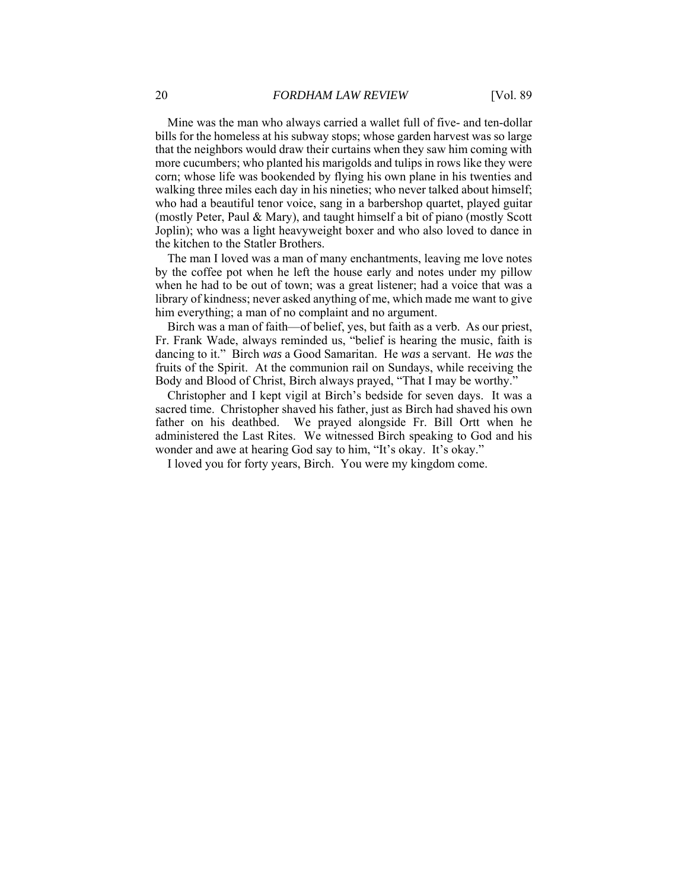Mine was the man who always carried a wallet full of five- and ten-dollar bills for the homeless at his subway stops; whose garden harvest was so large that the neighbors would draw their curtains when they saw him coming with more cucumbers; who planted his marigolds and tulips in rows like they were corn; whose life was bookended by flying his own plane in his twenties and walking three miles each day in his nineties; who never talked about himself; who had a beautiful tenor voice, sang in a barbershop quartet, played guitar (mostly Peter, Paul & Mary), and taught himself a bit of piano (mostly Scott Joplin); who was a light heavyweight boxer and who also loved to dance in the kitchen to the Statler Brothers.

The man I loved was a man of many enchantments, leaving me love notes by the coffee pot when he left the house early and notes under my pillow when he had to be out of town; was a great listener; had a voice that was a library of kindness; never asked anything of me, which made me want to give him everything; a man of no complaint and no argument.

Birch was a man of faith—of belief, yes, but faith as a verb. As our priest, Fr. Frank Wade, always reminded us, "belief is hearing the music, faith is dancing to it." Birch *was* a Good Samaritan. He *was* a servant. He *was* the fruits of the Spirit. At the communion rail on Sundays, while receiving the Body and Blood of Christ, Birch always prayed, "That I may be worthy."

Christopher and I kept vigil at Birch's bedside for seven days. It was a sacred time. Christopher shaved his father, just as Birch had shaved his own father on his deathbed. We prayed alongside Fr. Bill Ortt when he administered the Last Rites. We witnessed Birch speaking to God and his wonder and awe at hearing God say to him, "It's okay. It's okay."

I loved you for forty years, Birch. You were my kingdom come.